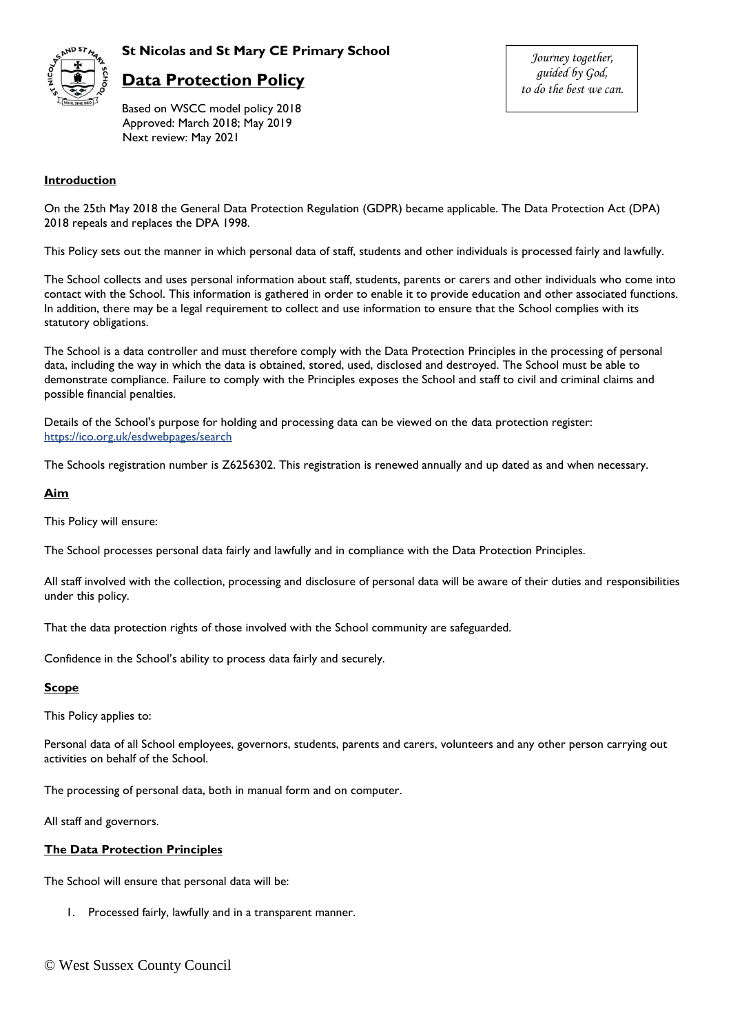**St Nicolas and St Mary CE Primary School**

# Data Protection Policy

Based on WSCC model policy 2018
Approved: March 2018; May 2019
Next review: May 2021

*Journey together,*
*guided by God,*
*to do the best we can.*

## Introduction

On the 25th May 2018 the General Data Protection Regulation (GDPR) became applicable. The Data Protection Act (DPA) 2018 repeals and replaces the DPA 1998.

This Policy sets out the manner in which personal data of staff, students and other individuals is processed fairly and lawfully.

The School collects and uses personal information about staff, students, parents or carers and other individuals who come into contact with the School. This information is gathered in order to enable it to provide education and other associated functions. In addition, there may be a legal requirement to collect and use information to ensure that the School complies with its statutory obligations.

The School is a data controller and must therefore comply with the Data Protection Principles in the processing of personal data, including the way in which the data is obtained, stored, used, disclosed and destroyed. The School must be able to demonstrate compliance. Failure to comply with the Principles exposes the School and staff to civil and criminal claims and possible financial penalties.

Details of the School's purpose for holding and processing data can be viewed on the data protection register: https://ico.org.uk/esdwebpages/search

The Schools registration number is Z6256302. This registration is renewed annually and up dated as and when necessary.

## Aim

This Policy will ensure:

The School processes personal data fairly and lawfully and in compliance with the Data Protection Principles.

All staff involved with the collection, processing and disclosure of personal data will be aware of their duties and responsibilities under this policy.

That the data protection rights of those involved with the School community are safeguarded.

Confidence in the School's ability to process data fairly and securely.

## Scope

This Policy applies to:

Personal data of all School employees, governors, students, parents and carers, volunteers and any other person carrying out activities on behalf of the School.

The processing of personal data, both in manual form and on computer.

All staff and governors.

## The Data Protection Principles

The School will ensure that personal data will be:

1. Processed fairly, lawfully and in a transparent manner.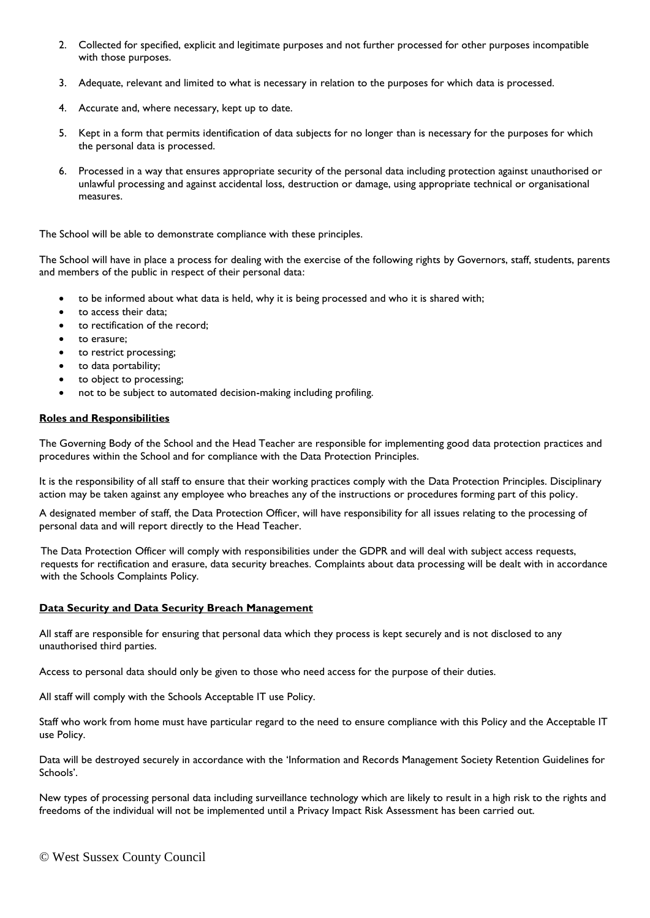2. Collected for specified, explicit and legitimate purposes and not further processed for other purposes incompatible with those purposes.

3. Adequate, relevant and limited to what is necessary in relation to the purposes for which data is processed.

4. Accurate and, where necessary, kept up to date.

5. Kept in a form that permits identification of data subjects for no longer than is necessary for the purposes for which the personal data is processed.

6. Processed in a way that ensures appropriate security of the personal data including protection against unauthorised or unlawful processing and against accidental loss, destruction or damage, using appropriate technical or organisational measures.

The School will be able to demonstrate compliance with these principles.

The School will have in place a process for dealing with the exercise of the following rights by Governors, staff, students, parents and members of the public in respect of their personal data:

- to be informed about what data is held, why it is being processed and who it is shared with;
- to access their data;
- to rectification of the record;
- to erasure;
- to restrict processing;
- to data portability;
- to object to processing;
- not to be subject to automated decision-making including profiling.

**Roles and Responsibilities**

The Governing Body of the School and the Head Teacher are responsible for implementing good data protection practices and procedures within the School and for compliance with the Data Protection Principles.

It is the responsibility of all staff to ensure that their working practices comply with the Data Protection Principles. Disciplinary action may be taken against any employee who breaches any of the instructions or procedures forming part of this policy.

A designated member of staff, the Data Protection Officer, will have responsibility for all issues relating to the processing of personal data and will report directly to the Head Teacher.

The Data Protection Officer will comply with responsibilities under the GDPR and will deal with subject access requests, requests for rectification and erasure, data security breaches. Complaints about data processing will be dealt with in accordance with the Schools Complaints Policy.

**Data Security and Data Security Breach Management**

All staff are responsible for ensuring that personal data which they process is kept securely and is not disclosed to any unauthorised third parties.

Access to personal data should only be given to those who need access for the purpose of their duties.

All staff will comply with the Schools Acceptable IT use Policy.

Staff who work from home must have particular regard to the need to ensure compliance with this Policy and the Acceptable IT use Policy.

Data will be destroyed securely in accordance with the 'Information and Records Management Society Retention Guidelines for Schools'.

New types of processing personal data including surveillance technology which are likely to result in a high risk to the rights and freedoms of the individual will not be implemented until a Privacy Impact Risk Assessment has been carried out.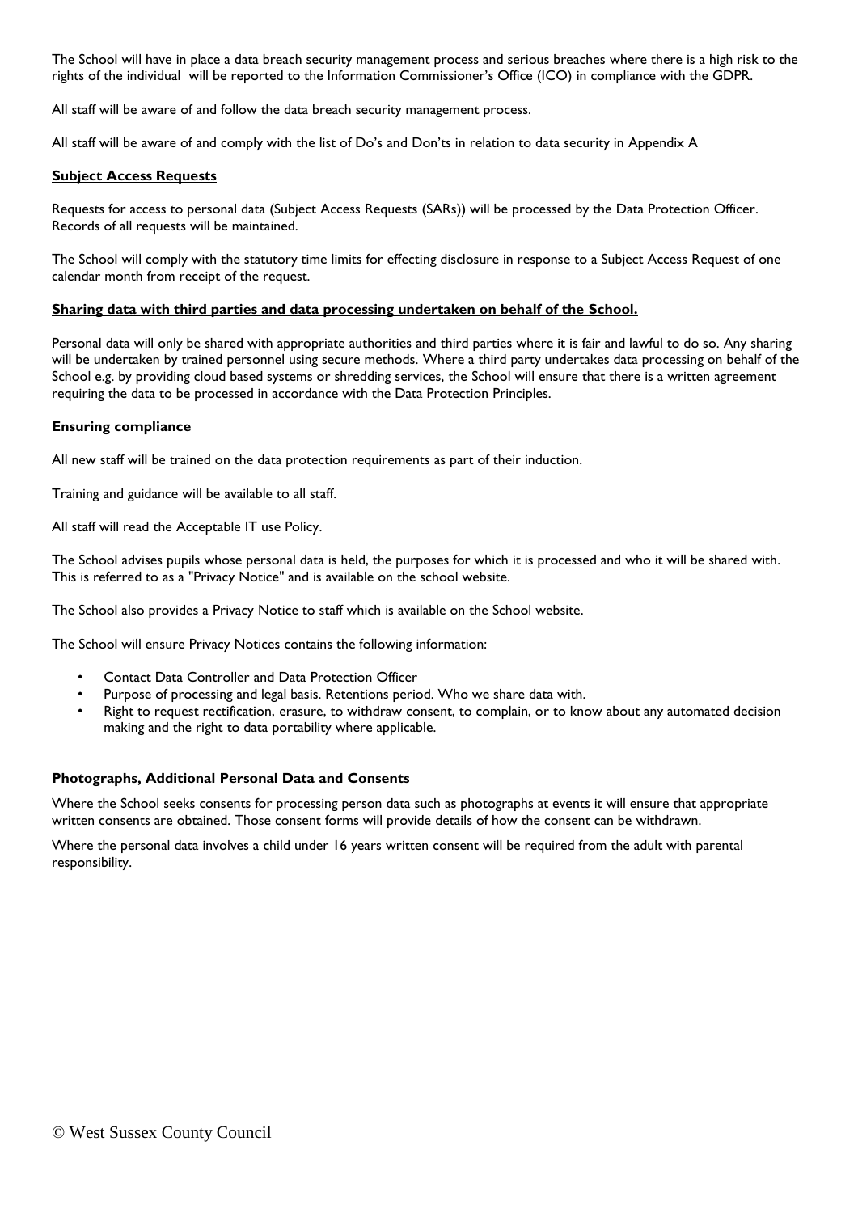The School will have in place a data breach security management process and serious breaches where there is a high risk to the rights of the individual will be reported to the Information Commissioner's Office (ICO) in compliance with the GDPR.

All staff will be aware of and follow the data breach security management process.

All staff will be aware of and comply with the list of Do's and Don'ts in relation to data security in Appendix A

**Subject Access Requests**

Requests for access to personal data (Subject Access Requests (SARs)) will be processed by the Data Protection Officer. Records of all requests will be maintained.

The School will comply with the statutory time limits for effecting disclosure in response to a Subject Access Request of one calendar month from receipt of the request.

**Sharing data with third parties and data processing undertaken on behalf of the School.**

Personal data will only be shared with appropriate authorities and third parties where it is fair and lawful to do so. Any sharing will be undertaken by trained personnel using secure methods. Where a third party undertakes data processing on behalf of the School e.g. by providing cloud based systems or shredding services, the School will ensure that there is a written agreement requiring the data to be processed in accordance with the Data Protection Principles.

**Ensuring compliance**

All new staff will be trained on the data protection requirements as part of their induction.

Training and guidance will be available to all staff.

All staff will read the Acceptable IT use Policy.

The School advises pupils whose personal data is held, the purposes for which it is processed and who it will be shared with. This is referred to as a "Privacy Notice" and is available on the school website.

The School also provides a Privacy Notice to staff which is available on the School website.

The School will ensure Privacy Notices contains the following information:

- Contact Data Controller and Data Protection Officer
- Purpose of processing and legal basis. Retentions period. Who we share data with.
- Right to request rectification, erasure, to withdraw consent, to complain, or to know about any automated decision making and the right to data portability where applicable.

**Photographs, Additional Personal Data and Consents**

Where the School seeks consents for processing person data such as photographs at events it will ensure that appropriate written consents are obtained. Those consent forms will provide details of how the consent can be withdrawn.

Where the personal data involves a child under 16 years written consent will be required from the adult with parental responsibility.

© West Sussex County Council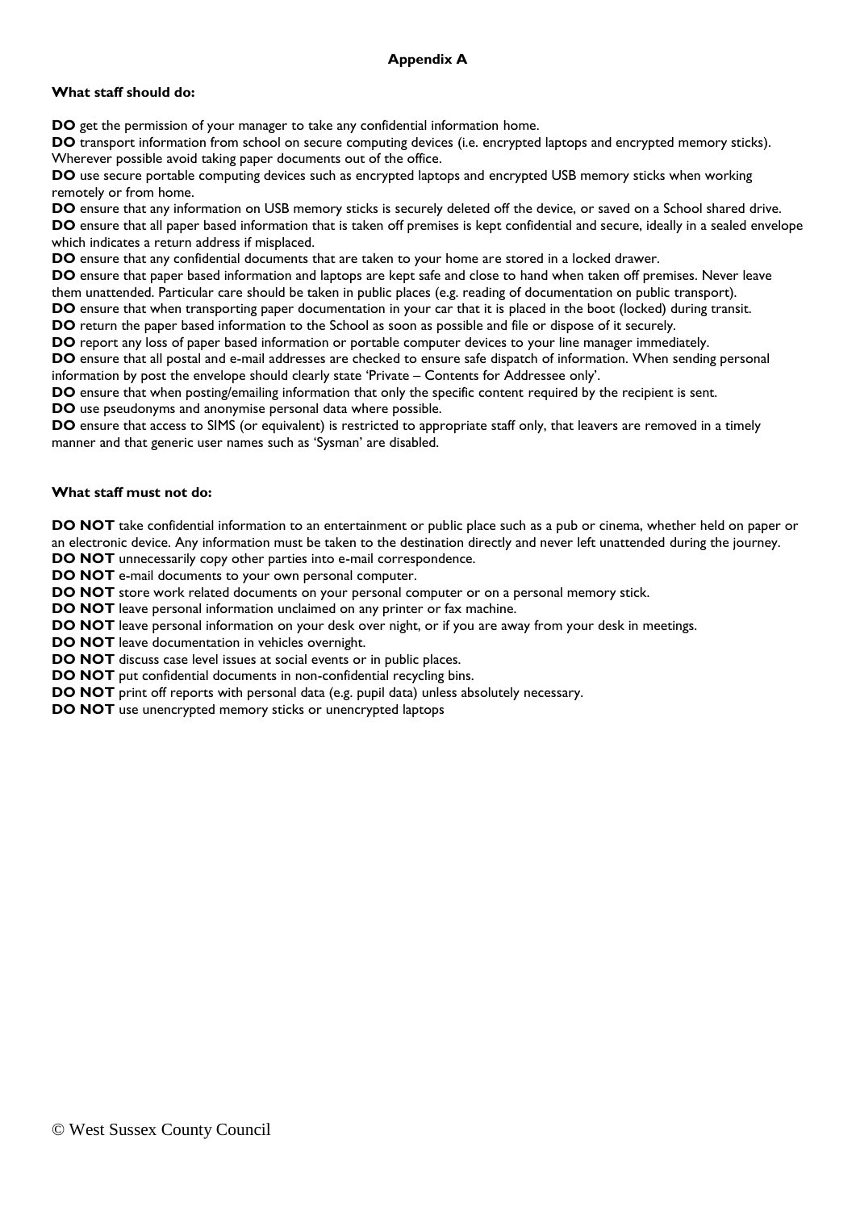## Appendix A

**What staff should do:**

**DO** get the permission of your manager to take any confidential information home.
**DO** transport information from school on secure computing devices (i.e. encrypted laptops and encrypted memory sticks). Wherever possible avoid taking paper documents out of the office.
**DO** use secure portable computing devices such as encrypted laptops and encrypted USB memory sticks when working remotely or from home.
**DO** ensure that any information on USB memory sticks is securely deleted off the device, or saved on a School shared drive.
**DO** ensure that all paper based information that is taken off premises is kept confidential and secure, ideally in a sealed envelope which indicates a return address if misplaced.
**DO** ensure that any confidential documents that are taken to your home are stored in a locked drawer.
**DO** ensure that paper based information and laptops are kept safe and close to hand when taken off premises. Never leave them unattended. Particular care should be taken in public places (e.g. reading of documentation on public transport).
**DO** ensure that when transporting paper documentation in your car that it is placed in the boot (locked) during transit.
**DO** return the paper based information to the School as soon as possible and file or dispose of it securely.
**DO** report any loss of paper based information or portable computer devices to your line manager immediately.
**DO** ensure that all postal and e-mail addresses are checked to ensure safe dispatch of information. When sending personal information by post the envelope should clearly state 'Private – Contents for Addressee only'.
**DO** ensure that when posting/emailing information that only the specific content required by the recipient is sent.
**DO** use pseudonyms and anonymise personal data where possible.
**DO** ensure that access to SIMS (or equivalent) is restricted to appropriate staff only, that leavers are removed in a timely manner and that generic user names such as 'Sysman' are disabled.

**What staff must not do:**

**DO NOT** take confidential information to an entertainment or public place such as a pub or cinema, whether held on paper or an electronic device. Any information must be taken to the destination directly and never left unattended during the journey.
**DO NOT** unnecessarily copy other parties into e-mail correspondence.
**DO NOT** e-mail documents to your own personal computer.
**DO NOT** store work related documents on your personal computer or on a personal memory stick.
**DO NOT** leave personal information unclaimed on any printer or fax machine.
**DO NOT** leave personal information on your desk over night, or if you are away from your desk in meetings.
**DO NOT** leave documentation in vehicles overnight.
**DO NOT** discuss case level issues at social events or in public places.
**DO NOT** put confidential documents in non-confidential recycling bins.
**DO NOT** print off reports with personal data (e.g. pupil data) unless absolutely necessary.
**DO NOT** use unencrypted memory sticks or unencrypted laptops

© West Sussex County Council